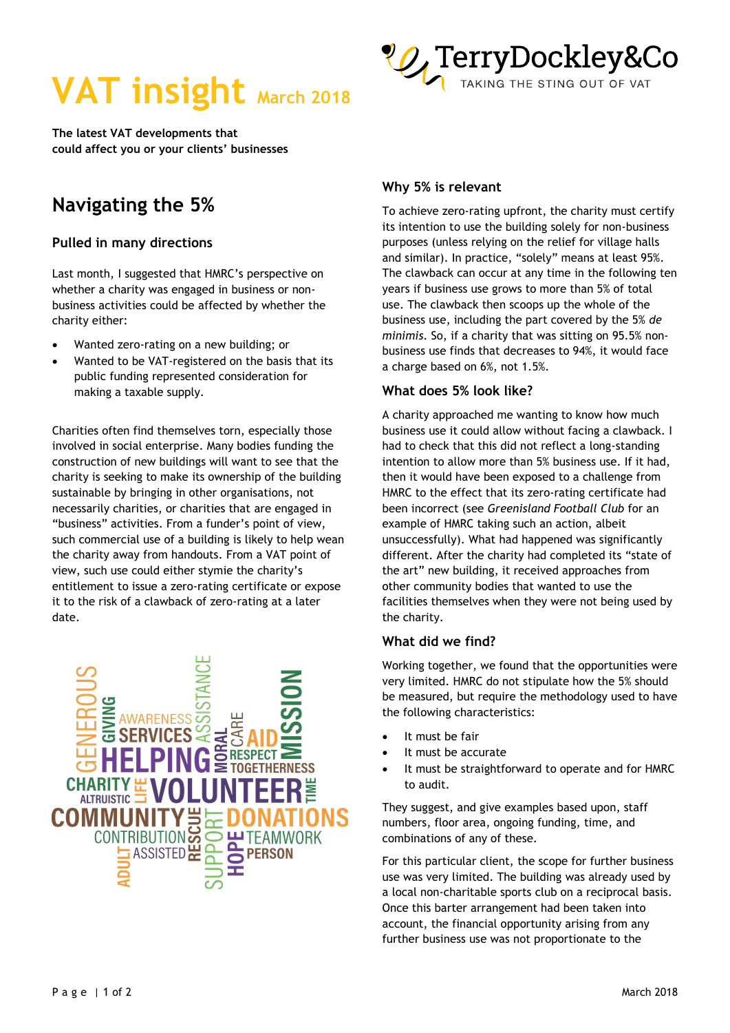# VAT insight March 2018

TerryDockley&Co
TAKING THE STING OUT OF VAT

**The latest VAT developments that could affect you or your clients' businesses**

## Navigating the 5%

### Pulled in many directions

Last month, I suggested that HMRC's perspective on whether a charity was engaged in business or non-business activities could be affected by whether the charity either:

- Wanted zero-rating on a new building; or
- Wanted to be VAT-registered on the basis that its public funding represented consideration for making a taxable supply.

Charities often find themselves torn, especially those involved in social enterprise. Many bodies funding the construction of new buildings will want to see that the charity is seeking to make its ownership of the building sustainable by bringing in other organisations, not necessarily charities, or charities that are engaged in "business" activities. From a funder's point of view, such commercial use of a building is likely to help wean the charity away from handouts. From a VAT point of view, such use could either stymie the charity's entitlement to issue a zero-rating certificate or expose it to the risk of a clawback of zero-rating at a later date.

### Why 5% is relevant

To achieve zero-rating upfront, the charity must certify its intention to use the building solely for non-business purposes (unless relying on the relief for village halls and similar). In practice, "solely" means at least 95%. The clawback can occur at any time in the following ten years if business use grows to more than 5% of total use. The clawback then scoops up the whole of the business use, including the part covered by the 5% *de minimis*. So, if a charity that was sitting on 95.5% non-business use finds that decreases to 94%, it would face a charge based on 6%, not 1.5%.

### What does 5% look like?

A charity approached me wanting to know how much business use it could allow without facing a clawback. I had to check that this did not reflect a long-standing intention to allow more than 5% business use. If it had, then it would have been exposed to a challenge from HMRC to the effect that its zero-rating certificate had been incorrect (see *Greenisland Football Club* for an example of HMRC taking such an action, albeit unsuccessfully). What had happened was significantly different. After the charity had completed its "state of the art" new building, it received approaches from other community bodies that wanted to use the facilities themselves when they were not being used by the charity.

### What did we find?

Working together, we found that the opportunities were very limited. HMRC do not stipulate how the 5% should be measured, but require the methodology used to have the following characteristics:

- It must be fair
- It must be accurate
- It must be straightforward to operate and for HMRC to audit.

They suggest, and give examples based upon, staff numbers, floor area, ongoing funding, time, and combinations of any of these.

For this particular client, the scope for further business use was very limited. The building was already used by a local non-charitable sports club on a reciprocal basis. Once this barter arrangement had been taken into account, the financial opportunity arising from any further business use was not proportionate to the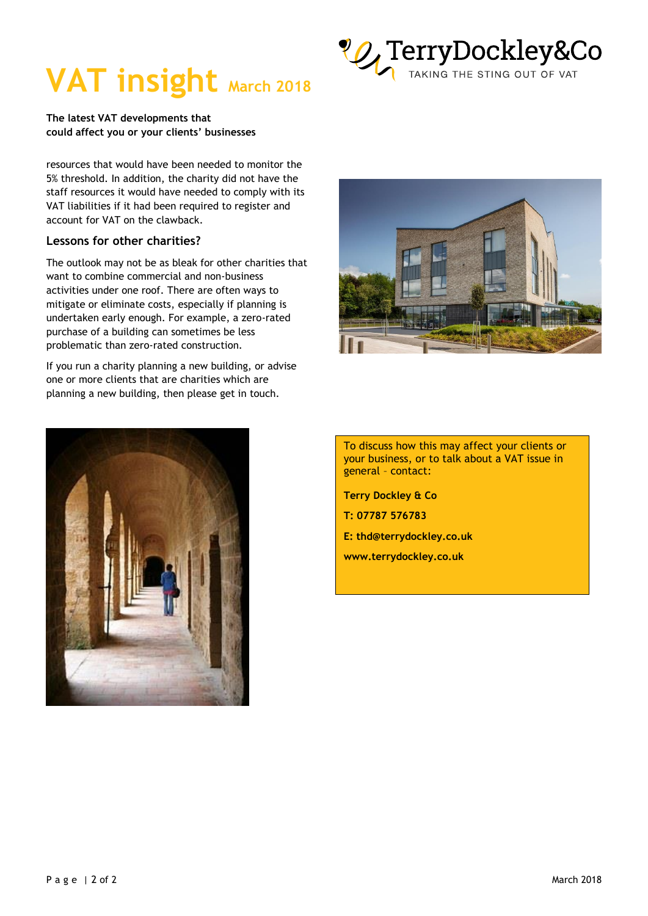resources that would have been needed to monitor the 5% threshold. In addition, the charity did not have the staff resources it would have needed to comply with its VAT liabilities if it had been required to register and account for VAT on the clawback.

### Lessons for other charities?

The outlook may not be as bleak for other charities that want to combine commercial and non-business activities under one roof. There are often ways to mitigate or eliminate costs, especially if planning is undertaken early enough. For example, a zero-rated purchase of a building can sometimes be less problematic than zero-rated construction.

If you run a charity planning a new building, or advise one or more clients that are charities which are planning a new building, then please get in touch.

To discuss how this may affect your clients or your business, or to talk about a VAT issue in general – contact:

**Terry Dockley & Co**

**T: 07787 576783**

**E: thd@terrydockley.co.uk**

**www.terrydockley.co.uk**